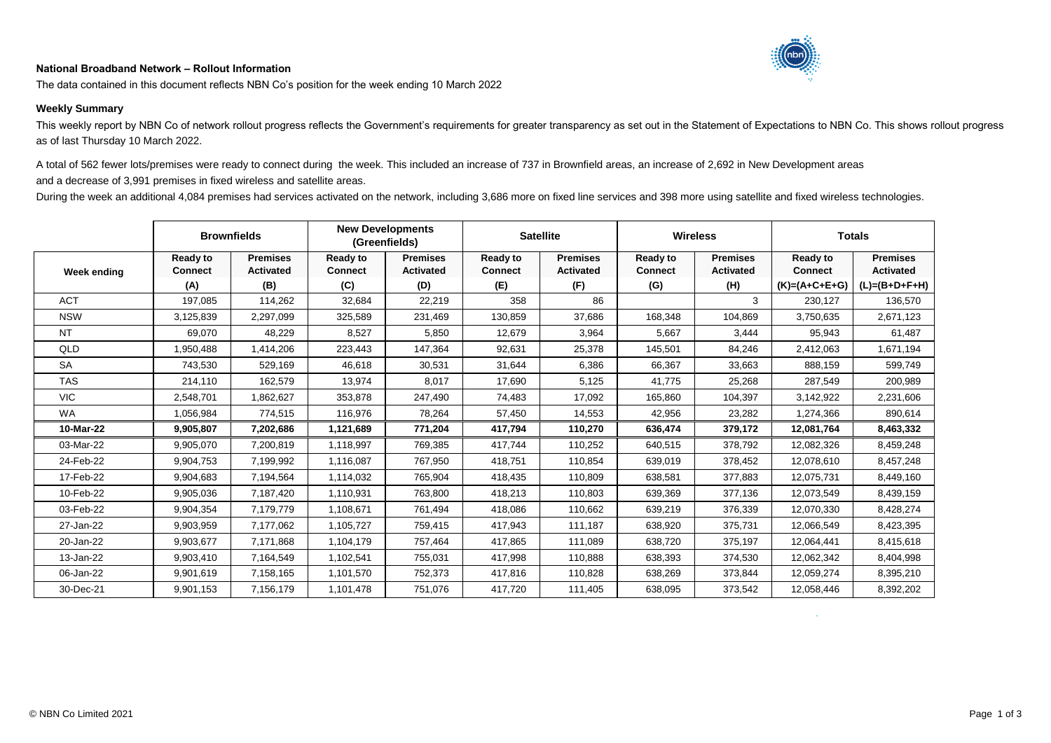**National Broadband Network – Rollout Information**

The data contained in this document reflects NBN Co's position for the week ending 10 March 2022

**Weekly Summary**

This weekly report by NBN Co of network rollout progress reflects the Government's requirements for greater transparency as set out in the Statement of Expectations to NBN Co. This shows rollout progress as of last Thursday 10 March 2022.

A total of 562 fewer lots/premises were ready to connect during the week. This included an increase of 737 in Brownfield areas, an increase of 2,692 in New Development areas and a decrease of 3,991 premises in fixed wireless and satellite areas.

During the week an additional 4,084 premises had services activated on the network, including 3,686 more on fixed line services and 398 more using satellite and fixed wireless technologies.

| | Brownfields | | New Developments (Greenfields) | | Satellite | | Wireless | | Totals | |
|---|---|---|---|---|---|---|---|---|---|---|
| Week ending | Ready to Connect (A) | Premises Activated (B) | Ready to Connect (C) | Premises Activated (D) | Ready to Connect (E) | Premises Activated (F) | Ready to Connect (G) | Premises Activated (H) | Ready to Connect (K)=(A+C+E+G) | Premises Activated (L)=(B+D+F+H) |
| ACT | 197,085 | 114,262 | 32,684 | 22,219 | 358 | 86 | | 3 | 230,127 | 136,570 |
| NSW | 3,125,839 | 2,297,099 | 325,589 | 231,469 | 130,859 | 37,686 | 168,348 | 104,869 | 3,750,635 | 2,671,123 |
| NT | 69,070 | 48,229 | 8,527 | 5,850 | 12,679 | 3,964 | 5,667 | 3,444 | 95,943 | 61,487 |
| QLD | 1,950,488 | 1,414,206 | 223,443 | 147,364 | 92,631 | 25,378 | 145,501 | 84,246 | 2,412,063 | 1,671,194 |
| SA | 743,530 | 529,169 | 46,618 | 30,531 | 31,644 | 6,386 | 66,367 | 33,663 | 888,159 | 599,749 |
| TAS | 214,110 | 162,579 | 13,974 | 8,017 | 17,690 | 5,125 | 41,775 | 25,268 | 287,549 | 200,989 |
| VIC | 2,548,701 | 1,862,627 | 353,878 | 247,490 | 74,483 | 17,092 | 165,860 | 104,397 | 3,142,922 | 2,231,606 |
| WA | 1,056,984 | 774,515 | 116,976 | 78,264 | 57,450 | 14,553 | 42,956 | 23,282 | 1,274,366 | 890,614 |
| **10-Mar-22** | **9,905,807** | **7,202,686** | **1,121,689** | **771,204** | **417,794** | **110,270** | **636,474** | **379,172** | **12,081,764** | **8,463,332** |
| 03-Mar-22 | 9,905,070 | 7,200,819 | 1,118,997 | 769,385 | 417,744 | 110,252 | 640,515 | 378,792 | 12,082,326 | 8,459,248 |
| 24-Feb-22 | 9,904,753 | 7,199,992 | 1,116,087 | 767,950 | 418,751 | 110,854 | 639,019 | 378,452 | 12,078,610 | 8,457,248 |
| 17-Feb-22 | 9,904,683 | 7,194,564 | 1,114,032 | 765,904 | 418,435 | 110,809 | 638,581 | 377,883 | 12,075,731 | 8,449,160 |
| 10-Feb-22 | 9,905,036 | 7,187,420 | 1,110,931 | 763,800 | 418,213 | 110,803 | 639,369 | 377,136 | 12,073,549 | 8,439,159 |
| 03-Feb-22 | 9,904,354 | 7,179,779 | 1,108,671 | 761,494 | 418,086 | 110,662 | 639,219 | 376,339 | 12,070,330 | 8,428,274 |
| 27-Jan-22 | 9,903,959 | 7,177,062 | 1,105,727 | 759,415 | 417,943 | 111,187 | 638,920 | 375,731 | 12,066,549 | 8,423,395 |
| 20-Jan-22 | 9,903,677 | 7,171,868 | 1,104,179 | 757,464 | 417,865 | 111,089 | 638,720 | 375,197 | 12,064,441 | 8,415,618 |
| 13-Jan-22 | 9,903,410 | 7,164,549 | 1,102,541 | 755,031 | 417,998 | 110,888 | 638,393 | 374,530 | 12,062,342 | 8,404,998 |
| 06-Jan-22 | 9,901,619 | 7,158,165 | 1,101,570 | 752,373 | 417,816 | 110,828 | 638,269 | 373,844 | 12,059,274 | 8,395,210 |
| 30-Dec-21 | 9,901,153 | 7,156,179 | 1,101,478 | 751,076 | 417,720 | 111,405 | 638,095 | 373,542 | 12,058,446 | 8,392,202 |

© NBN Co Limited 2021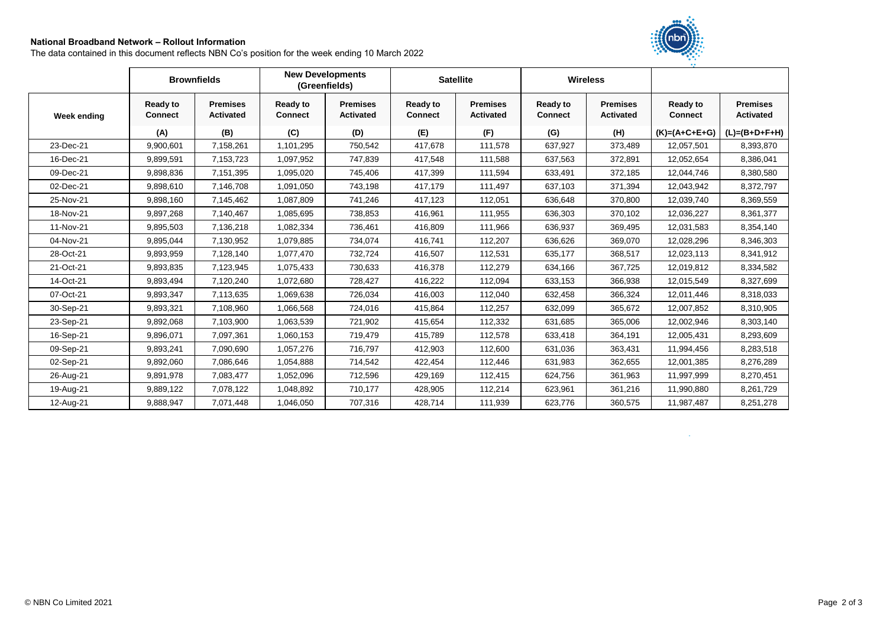**National Broadband Network – Rollout Information**

The data contained in this document reflects NBN Co's position for the week ending 10 March 2022

| | Brownfields | | New Developments (Greenfields) | | Satellite | | Wireless | | | |
|---|---|---|---|---|---|---|---|---|---|---|
| Week ending | Ready to Connect | Premises Activated | Ready to Connect | Premises Activated | Ready to Connect | Premises Activated | Ready to Connect | Premises Activated | Ready to Connect | Premises Activated |
| | (A) | (B) | (C) | (D) | (E) | (F) | (G) | (H) | (K)=(A+C+E+G) | (L)=(B+D+F+H) |
| 23-Dec-21 | 9,900,601 | 7,158,261 | 1,101,295 | 750,542 | 417,678 | 111,578 | 637,927 | 373,489 | 12,057,501 | 8,393,870 |
| 16-Dec-21 | 9,899,591 | 7,153,723 | 1,097,952 | 747,839 | 417,548 | 111,588 | 637,563 | 372,891 | 12,052,654 | 8,386,041 |
| 09-Dec-21 | 9,898,836 | 7,151,395 | 1,095,020 | 745,406 | 417,399 | 111,594 | 633,491 | 372,185 | 12,044,746 | 8,380,580 |
| 02-Dec-21 | 9,898,610 | 7,146,708 | 1,091,050 | 743,198 | 417,179 | 111,497 | 637,103 | 371,394 | 12,043,942 | 8,372,797 |
| 25-Nov-21 | 9,898,160 | 7,145,462 | 1,087,809 | 741,246 | 417,123 | 112,051 | 636,648 | 370,800 | 12,039,740 | 8,369,559 |
| 18-Nov-21 | 9,897,268 | 7,140,467 | 1,085,695 | 738,853 | 416,961 | 111,955 | 636,303 | 370,102 | 12,036,227 | 8,361,377 |
| 11-Nov-21 | 9,895,503 | 7,136,218 | 1,082,334 | 736,461 | 416,809 | 111,966 | 636,937 | 369,495 | 12,031,583 | 8,354,140 |
| 04-Nov-21 | 9,895,044 | 7,130,952 | 1,079,885 | 734,074 | 416,741 | 112,207 | 636,626 | 369,070 | 12,028,296 | 8,346,303 |
| 28-Oct-21 | 9,893,959 | 7,128,140 | 1,077,470 | 732,724 | 416,507 | 112,531 | 635,177 | 368,517 | 12,023,113 | 8,341,912 |
| 21-Oct-21 | 9,893,835 | 7,123,945 | 1,075,433 | 730,633 | 416,378 | 112,279 | 634,166 | 367,725 | 12,019,812 | 8,334,582 |
| 14-Oct-21 | 9,893,494 | 7,120,240 | 1,072,680 | 728,427 | 416,222 | 112,094 | 633,153 | 366,938 | 12,015,549 | 8,327,699 |
| 07-Oct-21 | 9,893,347 | 7,113,635 | 1,069,638 | 726,034 | 416,003 | 112,040 | 632,458 | 366,324 | 12,011,446 | 8,318,033 |
| 30-Sep-21 | 9,893,321 | 7,108,960 | 1,066,568 | 724,016 | 415,864 | 112,257 | 632,099 | 365,672 | 12,007,852 | 8,310,905 |
| 23-Sep-21 | 9,892,068 | 7,103,900 | 1,063,539 | 721,902 | 415,654 | 112,332 | 631,685 | 365,006 | 12,002,946 | 8,303,140 |
| 16-Sep-21 | 9,896,071 | 7,097,361 | 1,060,153 | 719,479 | 415,789 | 112,578 | 633,418 | 364,191 | 12,005,431 | 8,293,609 |
| 09-Sep-21 | 9,893,241 | 7,090,690 | 1,057,276 | 716,797 | 412,903 | 112,600 | 631,036 | 363,431 | 11,994,456 | 8,283,518 |
| 02-Sep-21 | 9,892,060 | 7,086,646 | 1,054,888 | 714,542 | 422,454 | 112,446 | 631,983 | 362,655 | 12,001,385 | 8,276,289 |
| 26-Aug-21 | 9,891,978 | 7,083,477 | 1,052,096 | 712,596 | 429,169 | 112,415 | 624,756 | 361,963 | 11,997,999 | 8,270,451 |
| 19-Aug-21 | 9,889,122 | 7,078,122 | 1,048,892 | 710,177 | 428,905 | 112,214 | 623,961 | 361,216 | 11,990,880 | 8,261,729 |
| 12-Aug-21 | 9,888,947 | 7,071,448 | 1,046,050 | 707,316 | 428,714 | 111,939 | 623,776 | 360,575 | 11,987,487 | 8,251,278 |

© NBN Co Limited 2021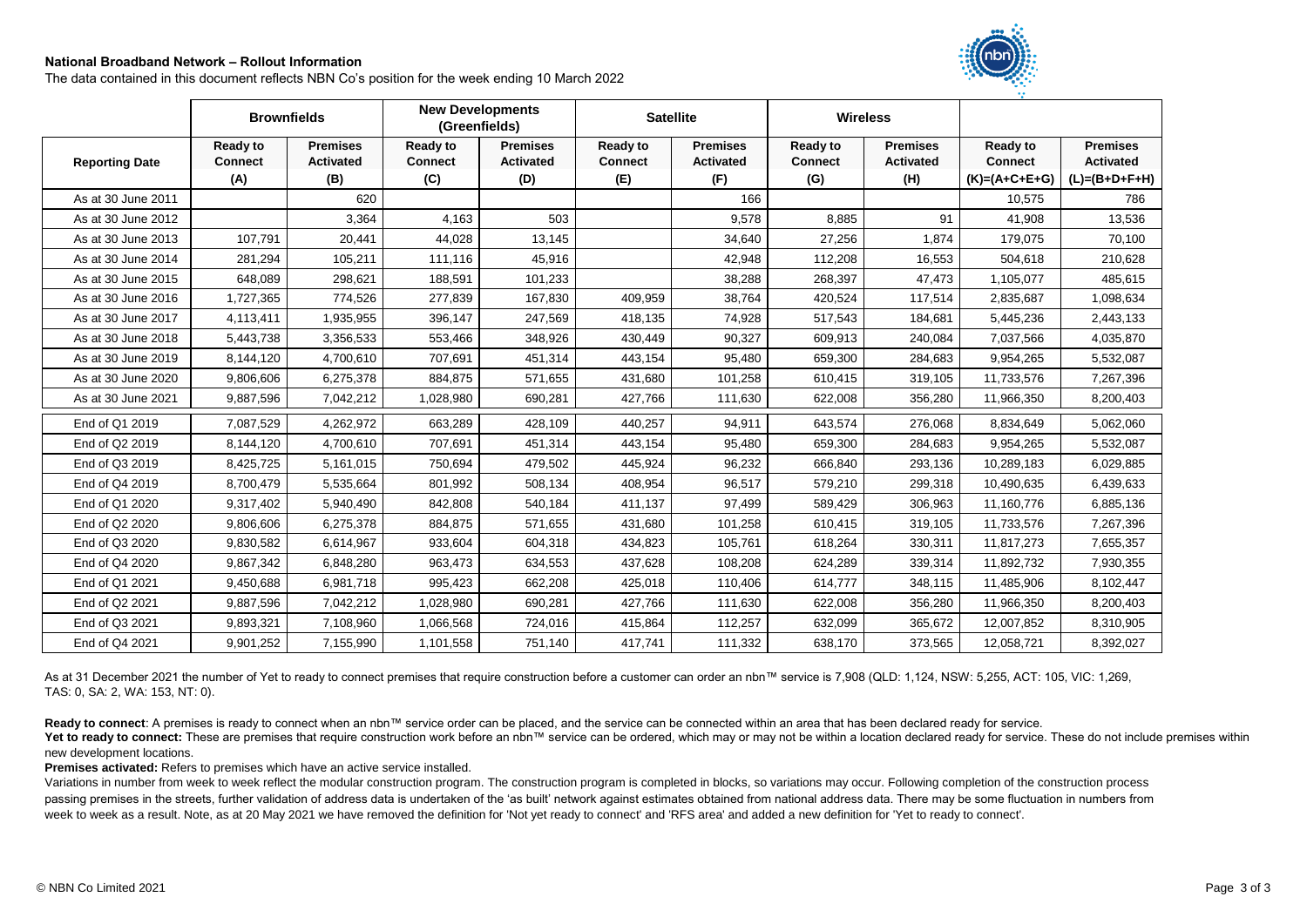**National Broadband Network – Rollout Information**

The data contained in this document reflects NBN Co's position for the week ending 10 March 2022

| | Brownfields | | New Developments (Greenfields) | | Satellite | | Wireless | | | |
|---|---|---|---|---|---|---|---|---|---|---|
| Reporting Date | Ready to Connect (A) | Premises Activated (B) | Ready to Connect (C) | Premises Activated (D) | Ready to Connect (E) | Premises Activated (F) | Ready to Connect (G) | Premises Activated (H) | Ready to Connect (K)=(A+C+E+G) | Premises Activated (L)=(B+D+F+H) |
| As at 30 June 2011 | | 620 | | | | 166 | | | 10,575 | 786 |
| As at 30 June 2012 | | 3,364 | 4,163 | 503 | | 9,578 | 8,885 | 91 | 41,908 | 13,536 |
| As at 30 June 2013 | 107,791 | 20,441 | 44,028 | 13,145 | | 34,640 | 27,256 | 1,874 | 179,075 | 70,100 |
| As at 30 June 2014 | 281,294 | 105,211 | 111,116 | 45,916 | | 42,948 | 112,208 | 16,553 | 504,618 | 210,628 |
| As at 30 June 2015 | 648,089 | 298,621 | 188,591 | 101,233 | | 38,288 | 268,397 | 47,473 | 1,105,077 | 485,615 |
| As at 30 June 2016 | 1,727,365 | 774,526 | 277,839 | 167,830 | 409,959 | 38,764 | 420,524 | 117,514 | 2,835,687 | 1,098,634 |
| As at 30 June 2017 | 4,113,411 | 1,935,955 | 396,147 | 247,569 | 418,135 | 74,928 | 517,543 | 184,681 | 5,445,236 | 2,443,133 |
| As at 30 June 2018 | 5,443,738 | 3,356,533 | 553,466 | 348,926 | 430,449 | 90,327 | 609,913 | 240,084 | 7,037,566 | 4,035,870 |
| As at 30 June 2019 | 8,144,120 | 4,700,610 | 707,691 | 451,314 | 443,154 | 95,480 | 659,300 | 284,683 | 9,954,265 | 5,532,087 |
| As at 30 June 2020 | 9,806,606 | 6,275,378 | 884,875 | 571,655 | 431,680 | 101,258 | 610,415 | 319,105 | 11,733,576 | 7,267,396 |
| As at 30 June 2021 | 9,887,596 | 7,042,212 | 1,028,980 | 690,281 | 427,766 | 111,630 | 622,008 | 356,280 | 11,966,350 | 8,200,403 |
| End of Q1 2019 | 7,087,529 | 4,262,972 | 663,289 | 428,109 | 440,257 | 94,911 | 643,574 | 276,068 | 8,834,649 | 5,062,060 |
| End of Q2 2019 | 8,144,120 | 4,700,610 | 707,691 | 451,314 | 443,154 | 95,480 | 659,300 | 284,683 | 9,954,265 | 5,532,087 |
| End of Q3 2019 | 8,425,725 | 5,161,015 | 750,694 | 479,502 | 445,924 | 96,232 | 666,840 | 293,136 | 10,289,183 | 6,029,885 |
| End of Q4 2019 | 8,700,479 | 5,535,664 | 801,992 | 508,134 | 408,954 | 96,517 | 579,210 | 299,318 | 10,490,635 | 6,439,633 |
| End of Q1 2020 | 9,317,402 | 5,940,490 | 842,808 | 540,184 | 411,137 | 97,499 | 589,429 | 306,963 | 11,160,776 | 6,885,136 |
| End of Q2 2020 | 9,806,606 | 6,275,378 | 884,875 | 571,655 | 431,680 | 101,258 | 610,415 | 319,105 | 11,733,576 | 7,267,396 |
| End of Q3 2020 | 9,830,582 | 6,614,967 | 933,604 | 604,318 | 434,823 | 105,761 | 618,264 | 330,311 | 11,817,273 | 7,655,357 |
| End of Q4 2020 | 9,867,342 | 6,848,280 | 963,473 | 634,553 | 437,628 | 108,208 | 624,289 | 339,314 | 11,892,732 | 7,930,355 |
| End of Q1 2021 | 9,450,688 | 6,981,718 | 995,423 | 662,208 | 425,018 | 110,406 | 614,777 | 348,115 | 11,485,906 | 8,102,447 |
| End of Q2 2021 | 9,887,596 | 7,042,212 | 1,028,980 | 690,281 | 427,766 | 111,630 | 622,008 | 356,280 | 11,966,350 | 8,200,403 |
| End of Q3 2021 | 9,893,321 | 7,108,960 | 1,066,568 | 724,016 | 415,864 | 112,257 | 632,099 | 365,672 | 12,007,852 | 8,310,905 |
| End of Q4 2021 | 9,901,252 | 7,155,990 | 1,101,558 | 751,140 | 417,741 | 111,332 | 638,170 | 373,565 | 12,058,721 | 8,392,027 |

As at 31 December 2021 the number of Yet to ready to connect premises that require construction before a customer can order an nbn™ service is 7,908 (QLD: 1,124, NSW: 5,255, ACT: 105, VIC: 1,269, TAS: 0, SA: 2, WA: 153, NT: 0).

**Ready to connect**: A premises is ready to connect when an nbn™ service order can be placed, and the service can be connected within an area that has been declared ready for service.
**Yet to ready to connect:** These are premises that require construction work before an nbn™ service can be ordered, which may or may not be within a location declared ready for service. These do not include premises within new development locations.
**Premises activated:** Refers to premises which have an active service installed.
Variations in number from week to week reflect the modular construction program. The construction program is completed in blocks, so variations may occur. Following completion of the construction process passing premises in the streets, further validation of address data is undertaken of the 'as built' network against estimates obtained from national address data. There may be some fluctuation in numbers from week to week as a result. Note, as at 20 May 2021 we have removed the definition for 'Not yet ready to connect' and 'RFS area' and added a new definition for 'Yet to ready to connect'.

© NBN Co Limited 2021